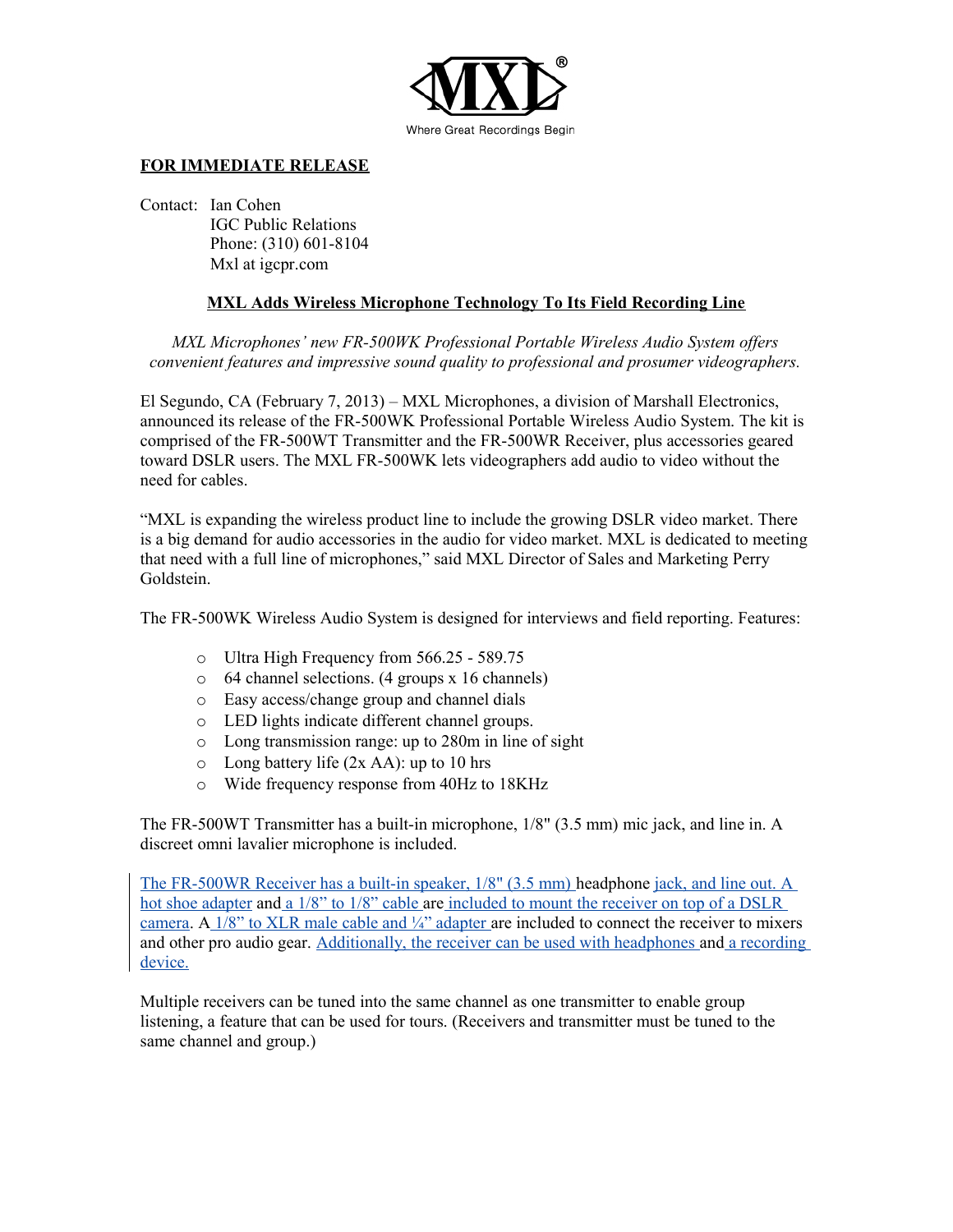MXL®

Where Great Recordings Begin

**FOR IMMEDIATE RELEASE**

Contact: Ian Cohen
IGC Public Relations
Phone: (310) 601-8104
Mxl at igcpr.com

**MXL Adds Wireless Microphone Technology To Its Field Recording Line**

*MXL Microphones' new FR-500WK Professional Portable Wireless Audio System offers convenient features and impressive sound quality to professional and prosumer videographers.*

El Segundo, CA (February 7, 2013) – MXL Microphones, a division of Marshall Electronics, announced its release of the FR-500WK Professional Portable Wireless Audio System. The kit is comprised of the FR-500WT Transmitter and the FR-500WR Receiver, plus accessories geared toward DSLR users. The MXL FR-500WK lets videographers add audio to video without the need for cables.

"MXL is expanding the wireless product line to include the growing DSLR video market. There is a big demand for audio accessories in the audio for video market. MXL is dedicated to meeting that need with a full line of microphones," said MXL Director of Sales and Marketing Perry Goldstein.

The FR-500WK Wireless Audio System is designed for interviews and field reporting. Features:

- Ultra High Frequency from 566.25 - 589.75
- 64 channel selections. (4 groups x 16 channels)
- Easy access/change group and channel dials
- LED lights indicate different channel groups.
- Long transmission range: up to 280m in line of sight
- Long battery life (2x AA): up to 10 hrs
- Wide frequency response from 40Hz to 18KHz

The FR-500WT Transmitter has a built-in microphone, 1/8" (3.5 mm) mic jack, and line in. A discreet omni lavalier microphone is included.

The FR-500WR Receiver has a built-in speaker, 1/8" (3.5 mm) headphone jack, and line out. A hot shoe adapter and a 1/8" to 1/8" cable are included to mount the receiver on top of a DSLR camera. A 1/8" to XLR male cable and ¼" adapter are included to connect the receiver to mixers and other pro audio gear. Additionally, the receiver can be used with headphones and a recording device.

Multiple receivers can be tuned into the same channel as one transmitter to enable group listening, a feature that can be used for tours. (Receivers and transmitter must be tuned to the same channel and group.)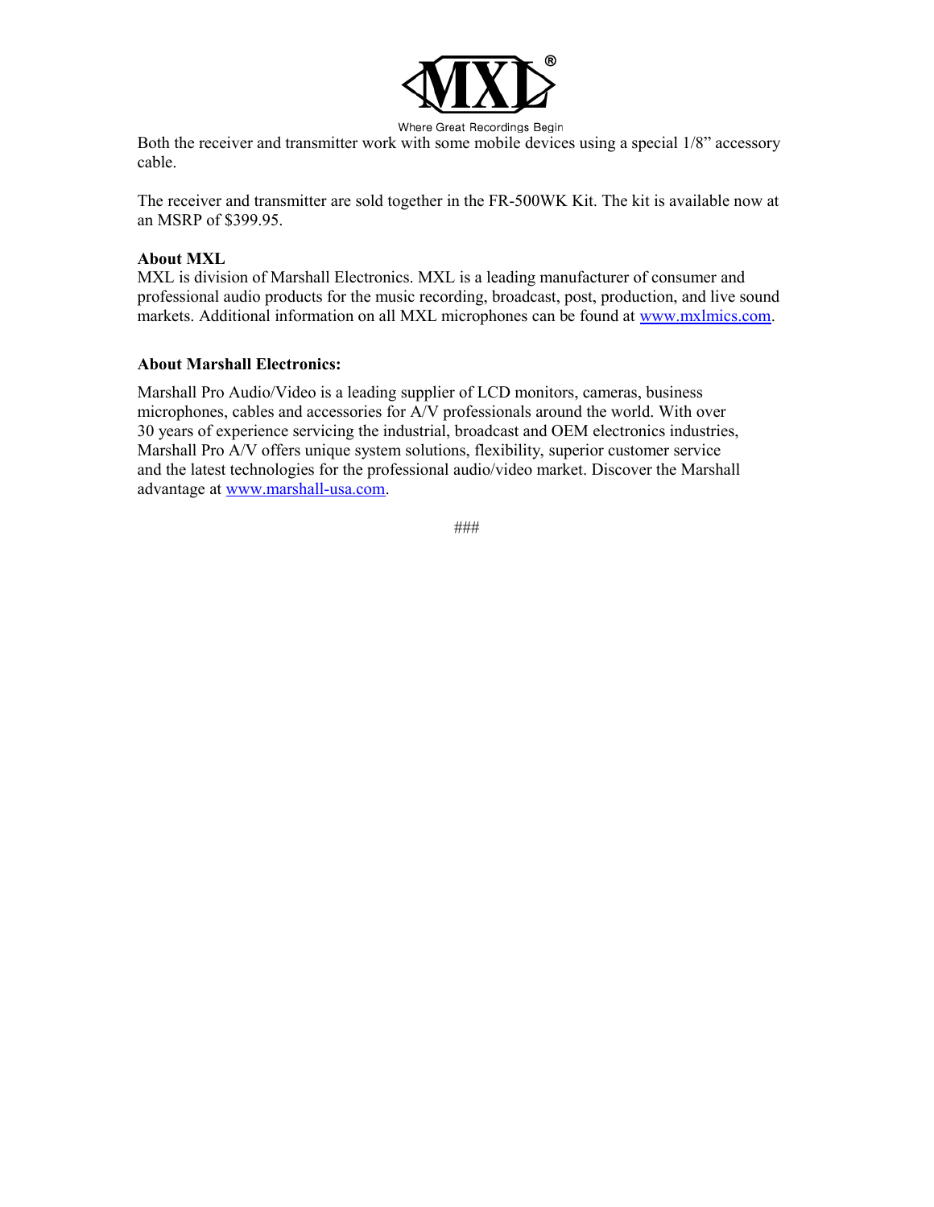Both the receiver and transmitter work with some mobile devices using a special 1/8" accessory cable.

The receiver and transmitter are sold together in the FR-500WK Kit. The kit is available now at an MSRP of $399.95.

**About MXL**
MXL is division of Marshall Electronics. MXL is a leading manufacturer of consumer and professional audio products for the music recording, broadcast, post, production, and live sound markets. Additional information on all MXL microphones can be found at www.mxlmics.com.

**About Marshall Electronics:**

Marshall Pro Audio/Video is a leading supplier of LCD monitors, cameras, business microphones, cables and accessories for A/V professionals around the world. With over 30 years of experience servicing the industrial, broadcast and OEM electronics industries, Marshall Pro A/V offers unique system solutions, flexibility, superior customer service and the latest technologies for the professional audio/video market. Discover the Marshall advantage at www.marshall-usa.com.

###